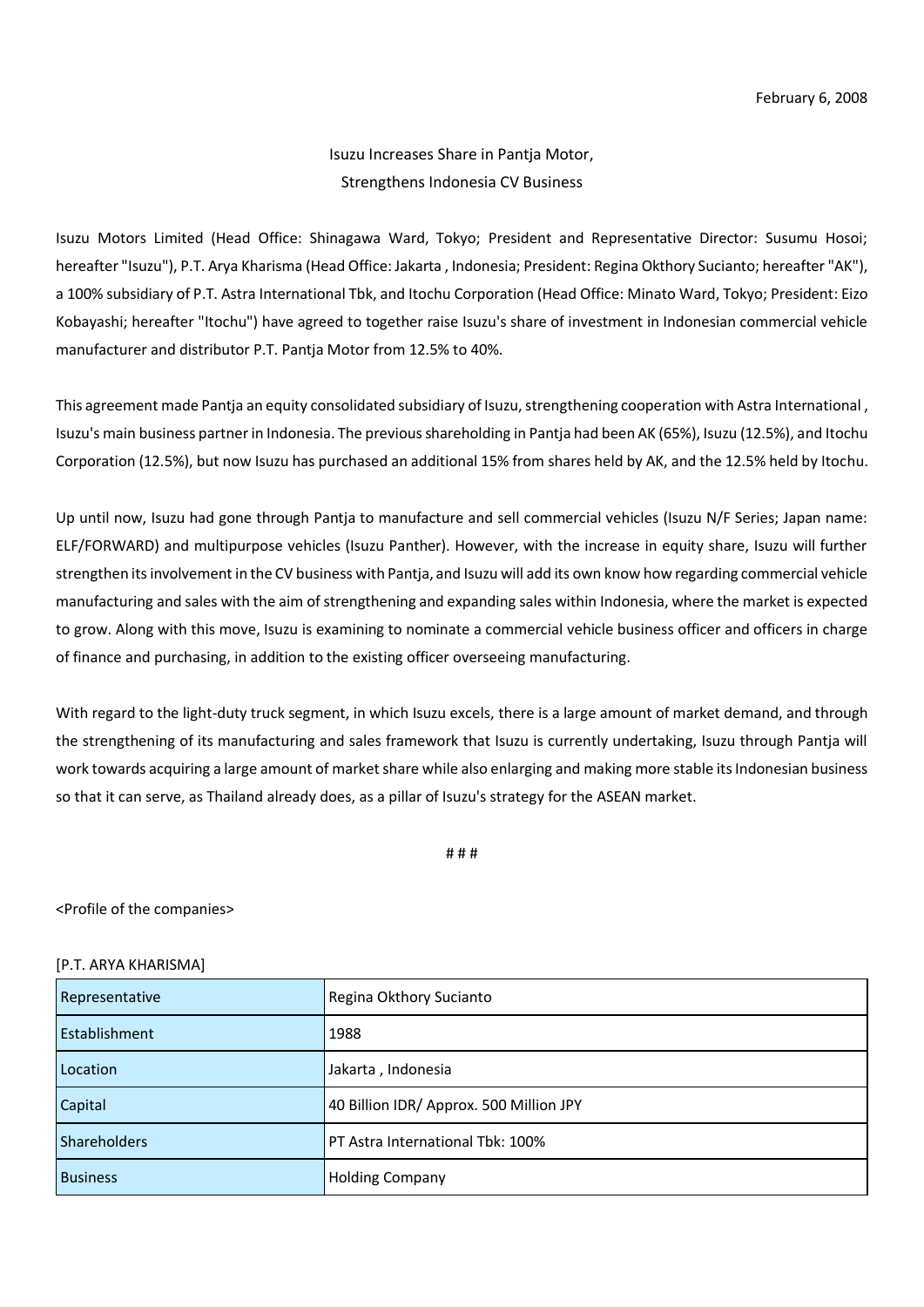February 6, 2008

# Isuzu Increases Share in Pantja Motor, Strengthens Indonesia CV Business

Isuzu Motors Limited (Head Office: Shinagawa Ward, Tokyo; President and Representative Director: Susumu Hosoi; hereafter "Isuzu"), P.T. Arya Kharisma (Head Office: Jakarta , Indonesia; President: Regina Okthory Sucianto; hereafter "AK"), a 100% subsidiary of P.T. Astra International Tbk, and Itochu Corporation (Head Office: Minato Ward, Tokyo; President: Eizo Kobayashi; hereafter "Itochu") have agreed to together raise Isuzu's share of investment in Indonesian commercial vehicle manufacturer and distributor P.T. Pantja Motor from 12.5% to 40%.

This agreement made Pantja an equity consolidated subsidiary of Isuzu, strengthening cooperation with Astra International , Isuzu's main business partner in Indonesia. The previous shareholding in Pantja had been AK (65%), Isuzu (12.5%), and Itochu Corporation (12.5%), but now Isuzu has purchased an additional 15% from shares held by AK, and the 12.5% held by Itochu.

Up until now, Isuzu had gone through Pantja to manufacture and sell commercial vehicles (Isuzu N/F Series; Japan name: ELF/FORWARD) and multipurpose vehicles (Isuzu Panther). However, with the increase in equity share, Isuzu will further strengthen its involvement in the CV business with Pantja, and Isuzu will add its own know how regarding commercial vehicle manufacturing and sales with the aim of strengthening and expanding sales within Indonesia, where the market is expected to grow. Along with this move, Isuzu is examining to nominate a commercial vehicle business officer and officers in charge of finance and purchasing, in addition to the existing officer overseeing manufacturing.

With regard to the light-duty truck segment, in which Isuzu excels, there is a large amount of market demand, and through the strengthening of its manufacturing and sales framework that Isuzu is currently undertaking, Isuzu through Pantja will work towards acquiring a large amount of market share while also enlarging and making more stable its Indonesian business so that it can serve, as Thailand already does, as a pillar of Isuzu's strategy for the ASEAN market.

# # #

<Profile of the companies>

[P.T. ARYA KHARISMA]

| Representative | Regina Okthory Sucianto |
|---|---|
| Establishment | 1988 |
| Location | Jakarta , Indonesia |
| Capital | 40 Billion IDR/ Approx. 500 Million JPY |
| Shareholders | PT Astra International Tbk: 100% |
| Business | Holding Company |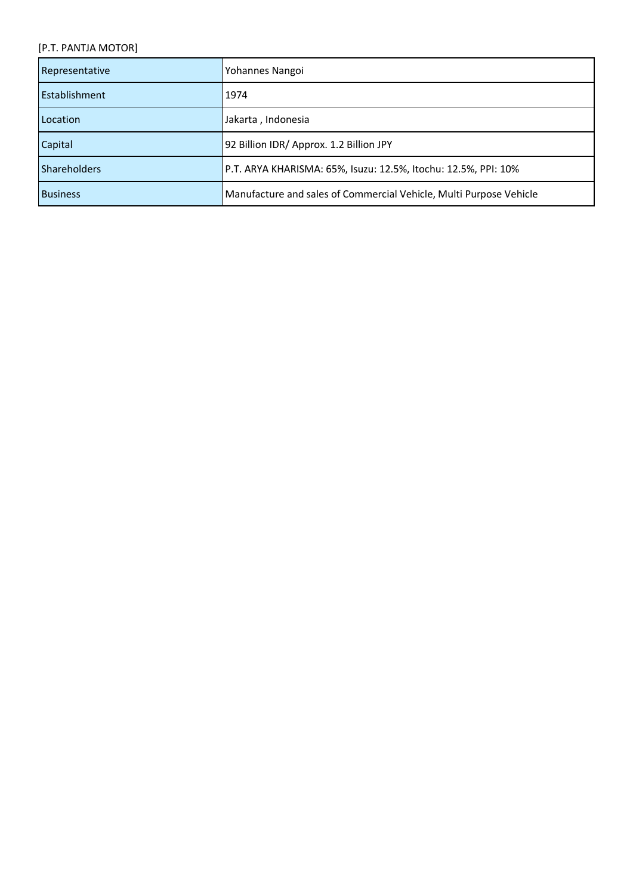[P.T. PANTJA MOTOR]

| | |
|---|---|
| Representative | Yohannes Nangoi |
| Establishment | 1974 |
| Location | Jakarta , Indonesia |
| Capital | 92 Billion IDR/ Approx. 1.2 Billion JPY |
| Shareholders | P.T. ARYA KHARISMA: 65%, Isuzu: 12.5%, Itochu: 12.5%, PPI: 10% |
| Business | Manufacture and sales of Commercial Vehicle, Multi Purpose Vehicle |